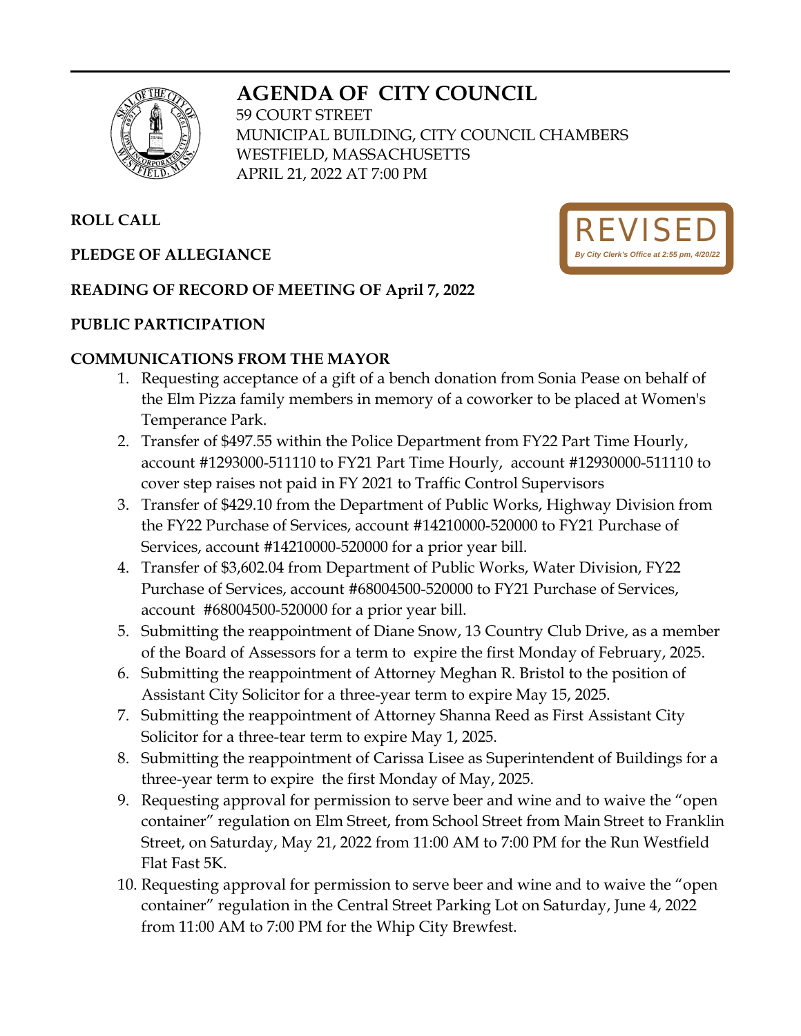# AGENDA OF CITY COUNCIL

59 COURT STREET
MUNICIPAL BUILDING, CITY COUNCIL CHAMBERS
WESTFIELD, MASSACHUSETTS
APRIL 21, 2022 AT 7:00 PM

REVISED
*By City Clerk's Office at 2:55 pm, 4/20/22*

**ROLL CALL**

**PLEDGE OF ALLEGIANCE**

**READING OF RECORD OF MEETING OF April 7, 2022**

**PUBLIC PARTICIPATION**

**COMMUNICATIONS FROM THE MAYOR**

1. Requesting acceptance of a gift of a bench donation from Sonia Pease on behalf of the Elm Pizza family members in memory of a coworker to be placed at Women's Temperance Park.
2. Transfer of $497.55 within the Police Department from FY22 Part Time Hourly, account #1293000-511110 to FY21 Part Time Hourly, account #12930000-511110 to cover step raises not paid in FY 2021 to Traffic Control Supervisors
3. Transfer of $429.10 from the Department of Public Works, Highway Division from the FY22 Purchase of Services, account #14210000-520000 to FY21 Purchase of Services, account #14210000-520000 for a prior year bill.
4. Transfer of $3,602.04 from Department of Public Works, Water Division, FY22 Purchase of Services, account #68004500-520000 to FY21 Purchase of Services, account #68004500-520000 for a prior year bill.
5. Submitting the reappointment of Diane Snow, 13 Country Club Drive, as a member of the Board of Assessors for a term to expire the first Monday of February, 2025.
6. Submitting the reappointment of Attorney Meghan R. Bristol to the position of Assistant City Solicitor for a three-year term to expire May 15, 2025.
7. Submitting the reappointment of Attorney Shanna Reed as First Assistant City Solicitor for a three-tear term to expire May 1, 2025.
8. Submitting the reappointment of Carissa Lisee as Superintendent of Buildings for a three-year term to expire the first Monday of May, 2025.
9. Requesting approval for permission to serve beer and wine and to waive the "open container" regulation on Elm Street, from School Street from Main Street to Franklin Street, on Saturday, May 21, 2022 from 11:00 AM to 7:00 PM for the Run Westfield Flat Fast 5K.
10. Requesting approval for permission to serve beer and wine and to waive the "open container" regulation in the Central Street Parking Lot on Saturday, June 4, 2022 from 11:00 AM to 7:00 PM for the Whip City Brewfest.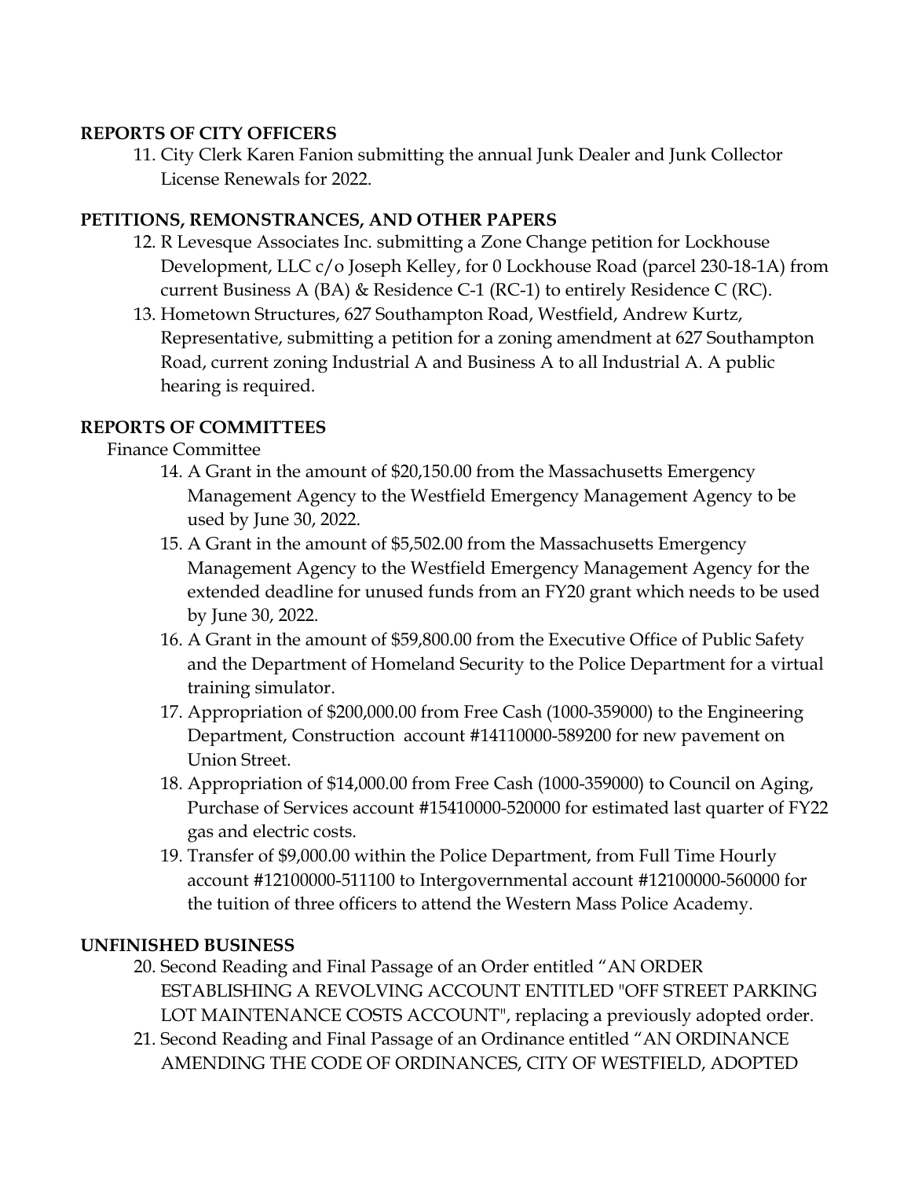**REPORTS OF CITY OFFICERS**

11. City Clerk Karen Fanion submitting the annual Junk Dealer and Junk Collector License Renewals for 2022.

**PETITIONS, REMONSTRANCES, AND OTHER PAPERS**

12. R Levesque Associates Inc. submitting a Zone Change petition for Lockhouse Development, LLC c/o Joseph Kelley, for 0 Lockhouse Road (parcel 230-18-1A) from current Business A (BA) & Residence C-1 (RC-1) to entirely Residence C (RC).
13. Hometown Structures, 627 Southampton Road, Westfield, Andrew Kurtz, Representative, submitting a petition for a zoning amendment at 627 Southampton Road, current zoning Industrial A and Business A to all Industrial A. A public hearing is required.

**REPORTS OF COMMITTEES**

Finance Committee

14. A Grant in the amount of $20,150.00 from the Massachusetts Emergency Management Agency to the Westfield Emergency Management Agency to be used by June 30, 2022.
15. A Grant in the amount of $5,502.00 from the Massachusetts Emergency Management Agency to the Westfield Emergency Management Agency for the extended deadline for unused funds from an FY20 grant which needs to be used by June 30, 2022.
16. A Grant in the amount of $59,800.00 from the Executive Office of Public Safety and the Department of Homeland Security to the Police Department for a virtual training simulator.
17. Appropriation of $200,000.00 from Free Cash (1000-359000) to the Engineering Department, Construction account #14110000-589200 for new pavement on Union Street.
18. Appropriation of $14,000.00 from Free Cash (1000-359000) to Council on Aging, Purchase of Services account #15410000-520000 for estimated last quarter of FY22 gas and electric costs.
19. Transfer of $9,000.00 within the Police Department, from Full Time Hourly account #12100000-511100 to Intergovernmental account #12100000-560000 for the tuition of three officers to attend the Western Mass Police Academy.

**UNFINISHED BUSINESS**

20. Second Reading and Final Passage of an Order entitled "AN ORDER ESTABLISHING A REVOLVING ACCOUNT ENTITLED "OFF STREET PARKING LOT MAINTENANCE COSTS ACCOUNT", replacing a previously adopted order.
21. Second Reading and Final Passage of an Ordinance entitled "AN ORDINANCE AMENDING THE CODE OF ORDINANCES, CITY OF WESTFIELD, ADOPTED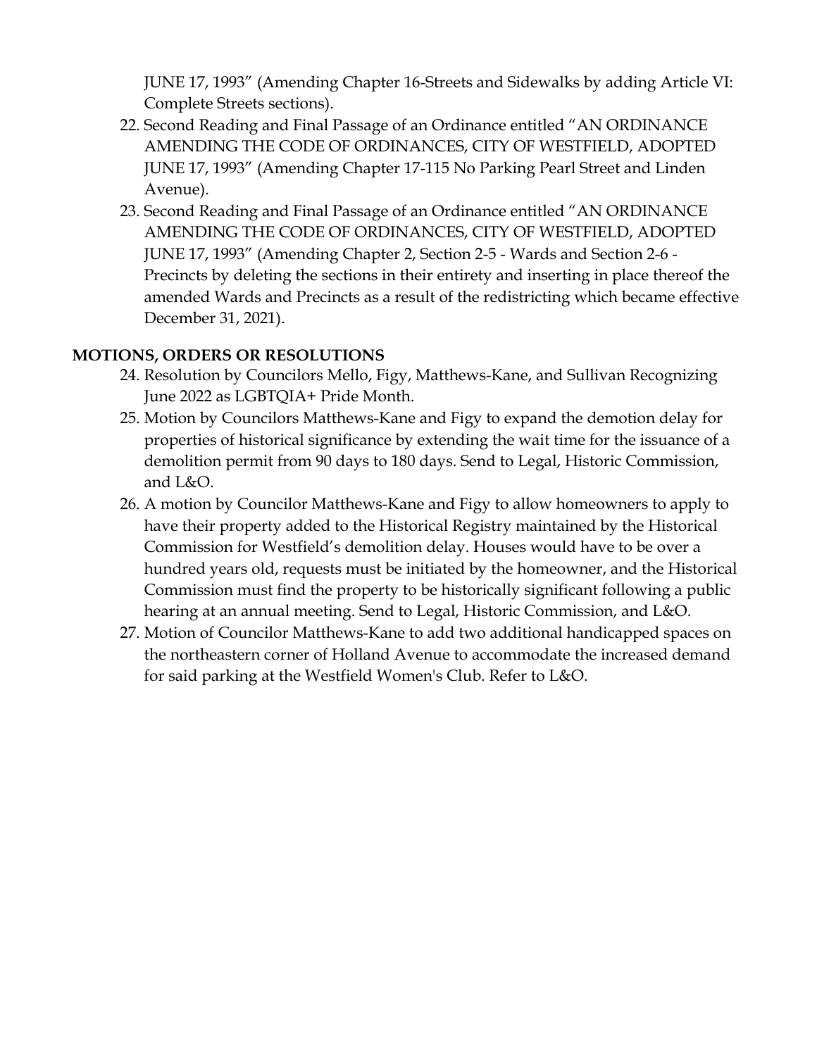JUNE 17, 1993" (Amending Chapter 16-Streets and Sidewalks by adding Article VI: Complete Streets sections).

22. Second Reading and Final Passage of an Ordinance entitled "AN ORDINANCE AMENDING THE CODE OF ORDINANCES, CITY OF WESTFIELD, ADOPTED JUNE 17, 1993" (Amending Chapter 17-115 No Parking Pearl Street and Linden Avenue).
23. Second Reading and Final Passage of an Ordinance entitled "AN ORDINANCE AMENDING THE CODE OF ORDINANCES, CITY OF WESTFIELD, ADOPTED JUNE 17, 1993" (Amending Chapter 2, Section 2-5 - Wards and Section 2-6 - Precincts by deleting the sections in their entirety and inserting in place thereof the amended Wards and Precincts as a result of the redistricting which became effective December 31, 2021).

**MOTIONS, ORDERS OR RESOLUTIONS**

24. Resolution by Councilors Mello, Figy, Matthews-Kane, and Sullivan Recognizing June 2022 as LGBTQIA+ Pride Month.
25. Motion by Councilors Matthews-Kane and Figy to expand the demotion delay for properties of historical significance by extending the wait time for the issuance of a demolition permit from 90 days to 180 days. Send to Legal, Historic Commission, and L&O.
26. A motion by Councilor Matthews-Kane and Figy to allow homeowners to apply to have their property added to the Historical Registry maintained by the Historical Commission for Westfield's demolition delay. Houses would have to be over a hundred years old, requests must be initiated by the homeowner, and the Historical Commission must find the property to be historically significant following a public hearing at an annual meeting. Send to Legal, Historic Commission, and L&O.
27. Motion of Councilor Matthews-Kane to add two additional handicapped spaces on the northeastern corner of Holland Avenue to accommodate the increased demand for said parking at the Westfield Women's Club. Refer to L&O.